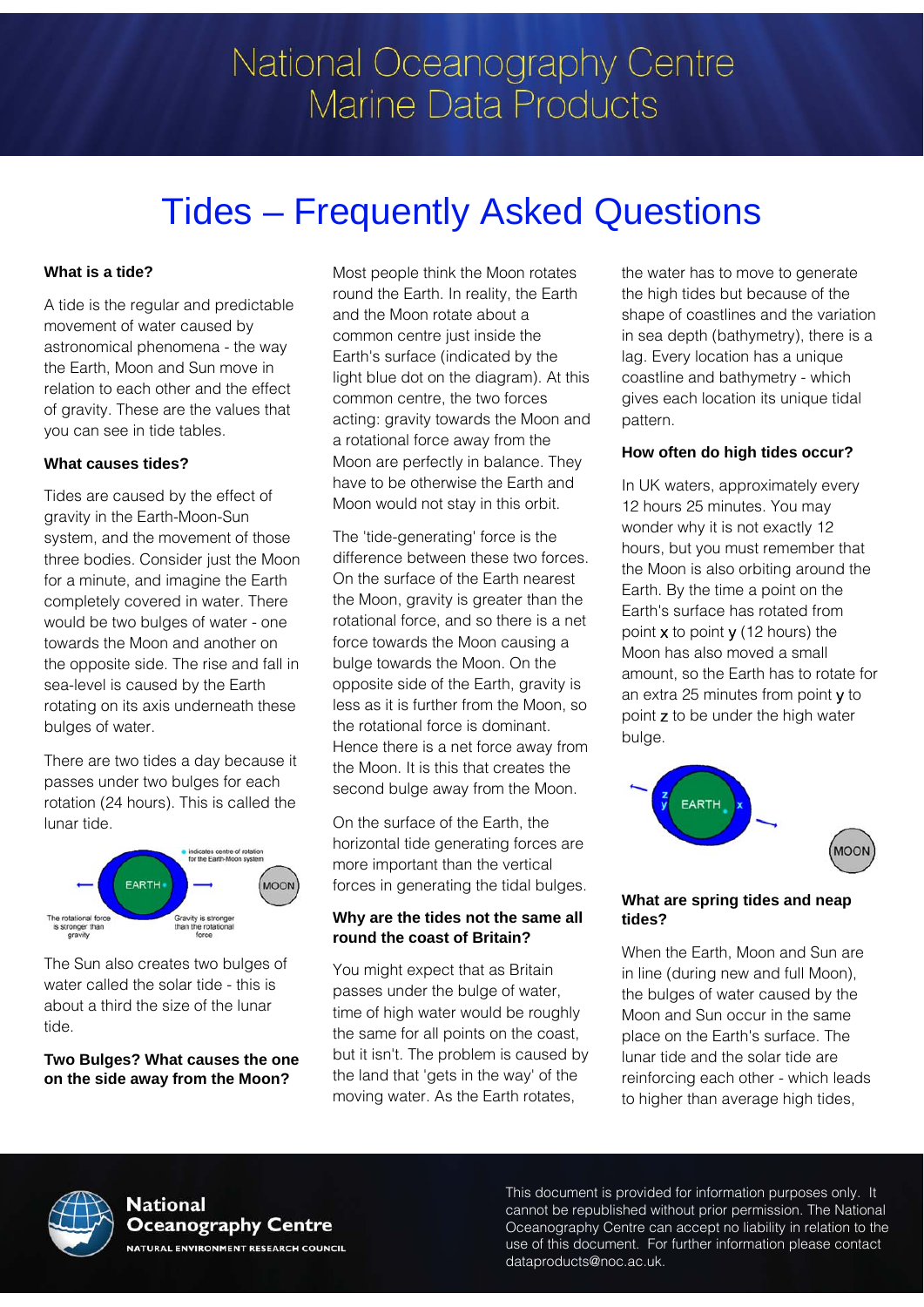# National Oceanography Centre Marine Data Products

# Tides – Frequently Asked Questions

### What is a tide?

A tide is the regular and predictable movement of water caused by astronomical phenomena - the way the Earth, Moon and Sun move in relation to each other and the effect of gravity. These are the values that you can see in tide tables.

### What causes tides?

Tides are caused by the effect of gravity in the Earth-Moon-Sun system, and the movement of those three bodies. Consider just the Moon for a minute, and imagine the Earth completely covered in water. There would be two bulges of water - one towards the Moon and another on the opposite side. The rise and fall in sea-level is caused by the Earth rotating on its axis underneath these bulges of water.

There are two tides a day because it passes under two bulges for each rotation (24 hours). This is called the lunar tide.

The Sun also creates two bulges of water called the solar tide - this is about a third the size of the lunar tide.

### Two Bulges? What causes the one on the side away from the Moon?

Most people think the Moon rotates round the Earth. In reality, the Earth and the Moon rotate about a common centre just inside the Earth's surface (indicated by the light blue dot on the diagram). At this common centre, the two forces acting: gravity towards the Moon and a rotational force away from the Moon are perfectly in balance. They have to be otherwise the Earth and Moon would not stay in this orbit.

The 'tide-generating' force is the difference between these two forces. On the surface of the Earth nearest the Moon, gravity is greater than the rotational force, and so there is a net force towards the Moon causing a bulge towards the Moon. On the opposite side of the Earth, gravity is less as it is further from the Moon, so the rotational force is dominant. Hence there is a net force away from the Moon. It is this that creates the second bulge away from the Moon.

On the surface of the Earth, the horizontal tide generating forces are more important than the vertical forces in generating the tidal bulges.

### Why are the tides not the same all round the coast of Britain?

You might expect that as Britain passes under the bulge of water, time of high water would be roughly the same for all points on the coast, but it isn't. The problem is caused by the land that 'gets in the way' of the moving water. As the Earth rotates, the water has to move to generate the high tides but because of the shape of coastlines and the variation in sea depth (bathymetry), there is a lag. Every location has a unique coastline and bathymetry - which gives each location its unique tidal pattern.

### How often do high tides occur?

In UK waters, approximately every 12 hours 25 minutes. You may wonder why it is not exactly 12 hours, but you must remember that the Moon is also orbiting around the Earth. By the time a point on the Earth's surface has rotated from point **x** to point **y** (12 hours) the Moon has also moved a small amount, so the Earth has to rotate for an extra 25 minutes from point **y** to point **z** to be under the high water bulge.

### What are spring tides and neap tides?

When the Earth, Moon and Sun are in line (during new and full Moon), the bulges of water caused by the Moon and Sun occur in the same place on the Earth's surface. The lunar tide and the solar tide are reinforcing each other - which leads to higher than average high tides,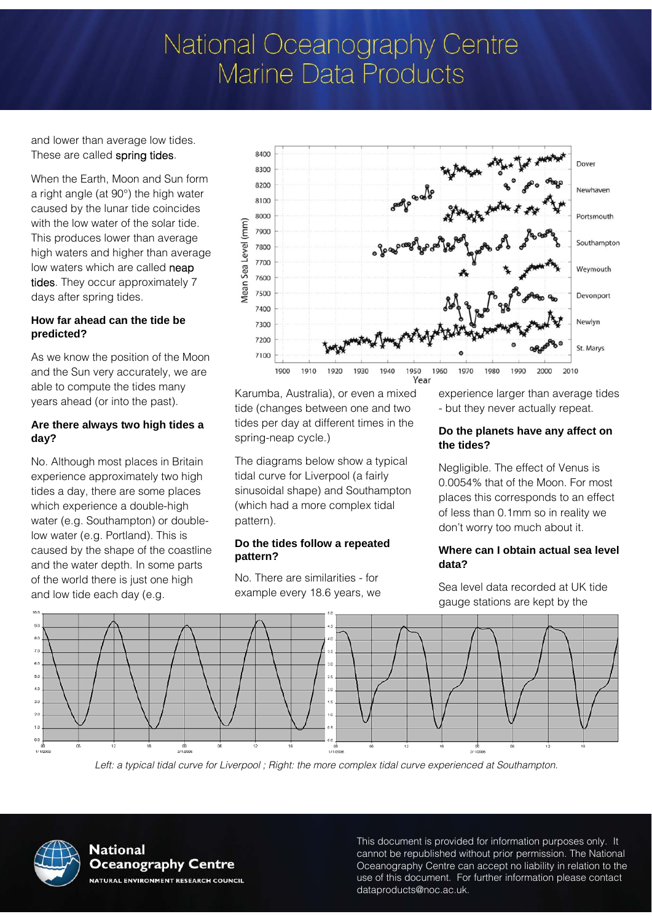# National Oceanography Centre Marine Data Products

and lower than average low tides. These are called spring tides.

When the Earth, Moon and Sun form a right angle (at 90°) the high water caused by the lunar tide coincides with the low water of the solar tide. This produces lower than average high waters and higher than average low waters which are called neap tides. They occur approximately 7 days after spring tides.

**How far ahead can the tide be predicted?**

As we know the position of the Moon and the Sun very accurately, we are able to compute the tides many years ahead (or into the past).

**Are there always two high tides a day?**

No. Although most places in Britain experience approximately two high tides a day, there are some places which experience a double-high water (e.g. Southampton) or double-low water (e.g. Portland). This is caused by the shape of the coastline and the water depth. In some parts of the world there is just one high and low tide each day (e.g. Karumba, Australia), or even a mixed tide (changes between one and two tides per day at different times in the spring-neap cycle.)

The diagrams below show a typical tidal curve for Liverpool (a fairly sinusoidal shape) and Southampton (which had a more complex tidal pattern).

**Do the tides follow a repeated pattern?**

No. There are similarities - for example every 18.6 years, we experience larger than average tides - but they never actually repeat.

**Do the planets have any affect on the tides?**

Negligible. The effect of Venus is 0.0054% that of the Moon. For most places this corresponds to an effect of less than 0.1mm so in reality we don't worry too much about it.

**Where can I obtain actual sea level data?**

Sea level data recorded at UK tide gauge stations are kept by the

*Left: a typical tidal curve for Liverpool ; Right: the more complex tidal curve experienced at Southampton.*

This document is provided for information purposes only. It cannot be republished without prior permission. The National Oceanography Centre can accept no liability in relation to the use of this document. For further information please contact dataproducts@noc.ac.uk.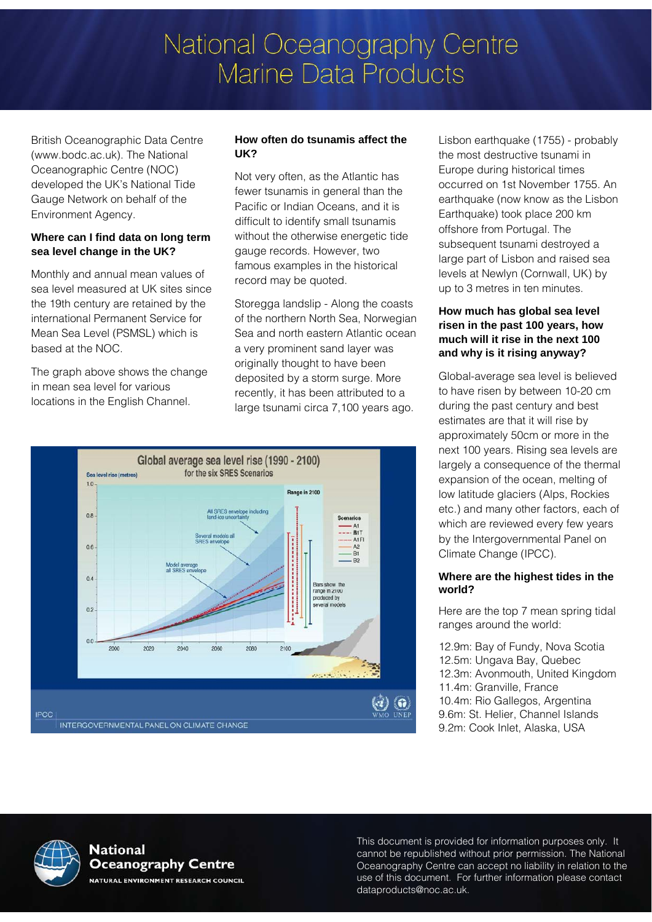British Oceanographic Data Centre (www.bodc.ac.uk). The National Oceanographic Centre (NOC) developed the UK's National Tide Gauge Network on behalf of the Environment Agency.

**Where can I find data on long term sea level change in the UK?**

Monthly and annual mean values of sea level measured at UK sites since the 19th century are retained by the international Permanent Service for Mean Sea Level (PSMSL) which is based at the NOC.

The graph above shows the change in mean sea level for various locations in the English Channel.

**How often do tsunamis affect the UK?**

Not very often, as the Atlantic has fewer tsunamis in general than the Pacific or Indian Oceans, and it is difficult to identify small tsunamis without the otherwise energetic tide gauge records. However, two famous examples in the historical record may be quoted.

Storegga landslip - Along the coasts of the northern North Sea, Norwegian Sea and north eastern Atlantic ocean a very prominent sand layer was originally thought to have been deposited by a storm surge. More recently, it has been attributed to a large tsunami circa 7,100 years ago.

Global average sea level rise (1990 - 2100)
for the six SRES Scenarios

Sea level rise (metres)

1.0
0.8
0.6
0.4
0.2
0.0

2000 2020 2040 2060 2080 2100

All SRES envelope including land-ice uncertainty

Several models all SRES envelope

Model average all SRES envelope

Range in 2100

Scenarios
A1
B1T
A1FI
A2
B1
B2

Bars show the range in 2100 produced by several models

IPCC
INTERGOVERNMENTAL PANEL ON CLIMATE CHANGE

WMO UNEP

Lisbon earthquake (1755) - probably the most destructive tsunami in Europe during historical times occurred on 1st November 1755. An earthquake (now know as the Lisbon Earthquake) took place 200 km offshore from Portugal. The subsequent tsunami destroyed a large part of Lisbon and raised sea levels at Newlyn (Cornwall, UK) by up to 3 metres in ten minutes.

**How much has global sea level risen in the past 100 years, how much will it rise in the next 100 and why is it rising anyway?**

Global-average sea level is believed to have risen by between 10-20 cm during the past century and best estimates are that it will rise by approximately 50cm or more in the next 100 years. Rising sea levels are largely a consequence of the thermal expansion of the ocean, melting of low latitude glaciers (Alps, Rockies etc.) and many other factors, each of which are reviewed every few years by the Intergovernmental Panel on Climate Change (IPCC).

**Where are the highest tides in the world?**

Here are the top 7 mean spring tidal ranges around the world:

12.9m: Bay of Fundy, Nova Scotia
12.5m: Ungava Bay, Quebec
12.3m: Avonmouth, United Kingdom
11.4m: Granville, France
10.4m: Rio Gallegos, Argentina
9.6m: St. Helier, Channel Islands
9.2m: Cook Inlet, Alaska, USA

This document is provided for information purposes only. It cannot be republished without prior permission. The National Oceanography Centre can accept no liability in relation to the use of this document. For further information please contact dataproducts@noc.ac.uk.